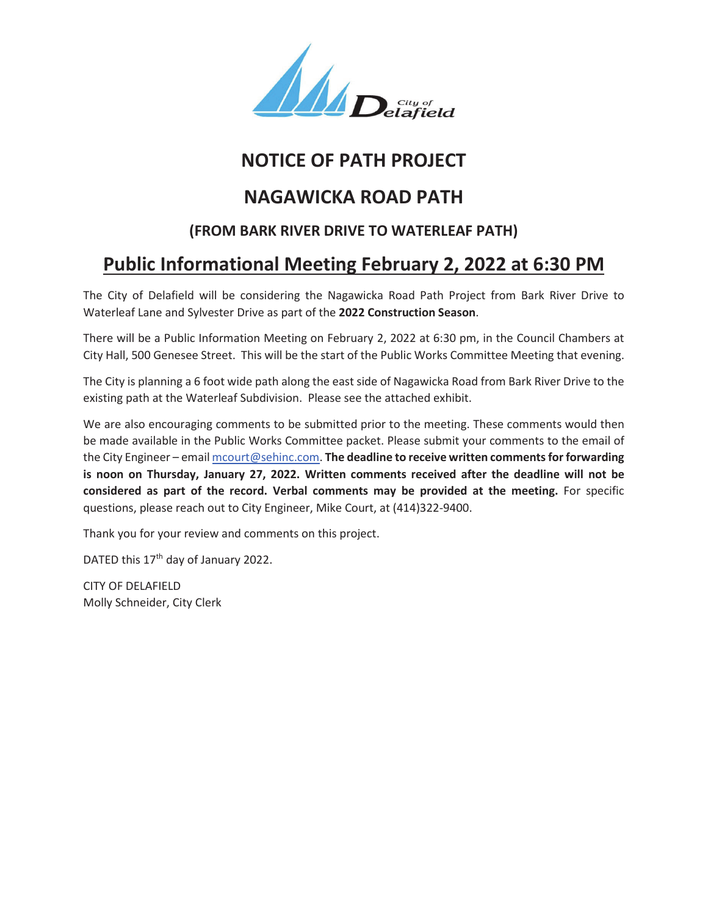# NOTICE OF PATH PROJECT

# NAGAWICKA ROAD PATH

### (FROM BARK RIVER DRIVE TO WATERLEAF PATH)

## Public Informational Meeting February 2, 2022 at 6:30 PM

The City of Delafield will be considering the Nagawicka Road Path Project from Bark River Drive to Waterleaf Lane and Sylvester Drive as part of the **2022 Construction Season**.

There will be a Public Information Meeting on February 2, 2022 at 6:30 pm, in the Council Chambers at City Hall, 500 Genesee Street. This will be the start of the Public Works Committee Meeting that evening.

The City is planning a 6 foot wide path along the east side of Nagawicka Road from Bark River Drive to the existing path at the Waterleaf Subdivision. Please see the attached exhibit.

We are also encouraging comments to be submitted prior to the meeting. These comments would then be made available in the Public Works Committee packet. Please submit your comments to the email of the City Engineer – email mcourt@sehinc.com. **The deadline to receive written comments for forwarding is noon on Thursday, January 27, 2022. Written comments received after the deadline will not be considered as part of the record. Verbal comments may be provided at the meeting.** For specific questions, please reach out to City Engineer, Mike Court, at (414)322-9400.

Thank you for your review and comments on this project.

DATED this 17th day of January 2022.

CITY OF DELAFIELD
Molly Schneider, City Clerk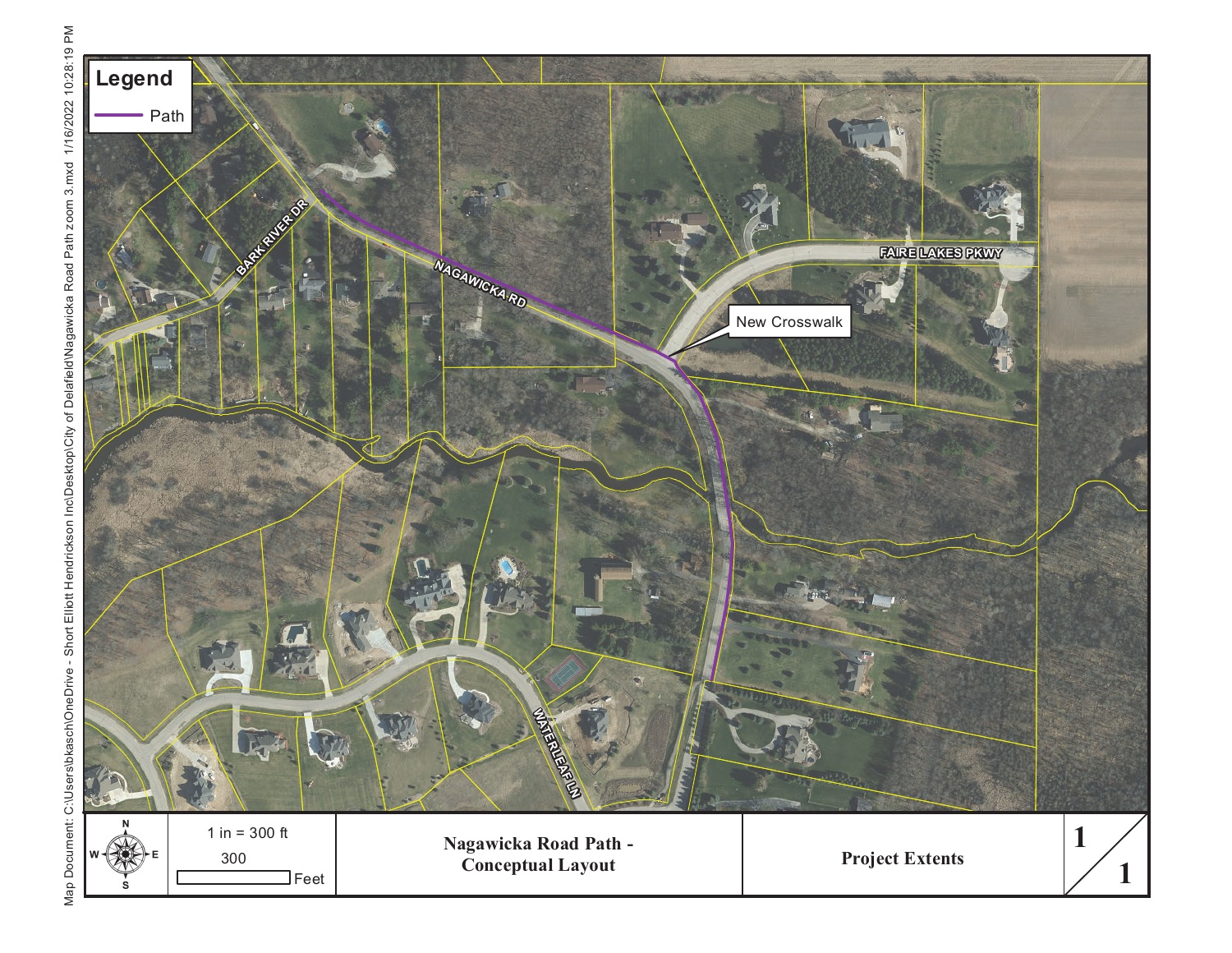Map Document: C:\Users\bkasch\OneDrive - Short Elliott Hendrickson Inc\Desktop\City of Delafield\Nagawicka Road Path zoom 3.mxd 1/16/2022 10:28:19 PM

**Legend**

Path

BARK RIVER DR

NAGAWICKA RD

FAIRE LAKES PKWY

New Crosswalk

WATERLEAF LN

N

W E

S

1 in = 300 ft

300

Feet

**Nagawicka Road Path - Conceptual Layout**

**Project Extents**

**1 / 1**